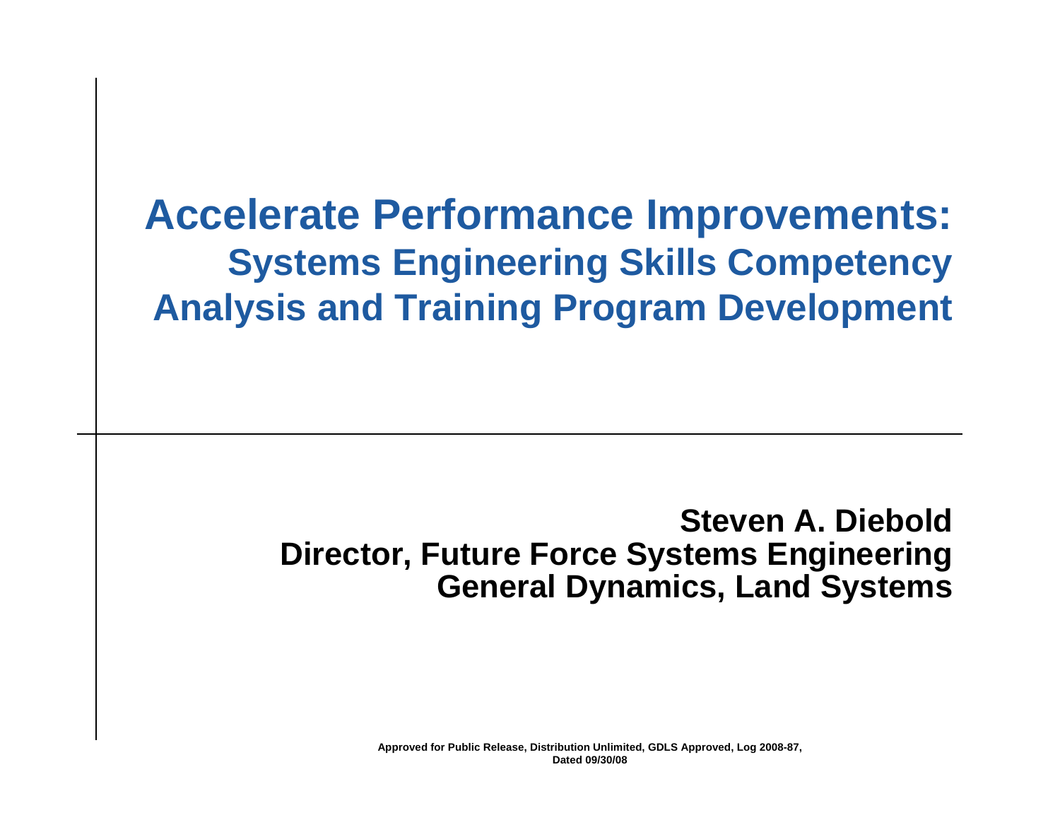# Accelerate Performance Improvements:

## Systems Engineering Skills Competency Analysis and Training Program Development

**Steven A. Diebold**
**Director, Future Force Systems Engineering**
**General Dynamics, Land Systems**

**Approved for Public Release, Distribution Unlimited, GDLS Approved, Log 2008-87, Dated 09/30/08**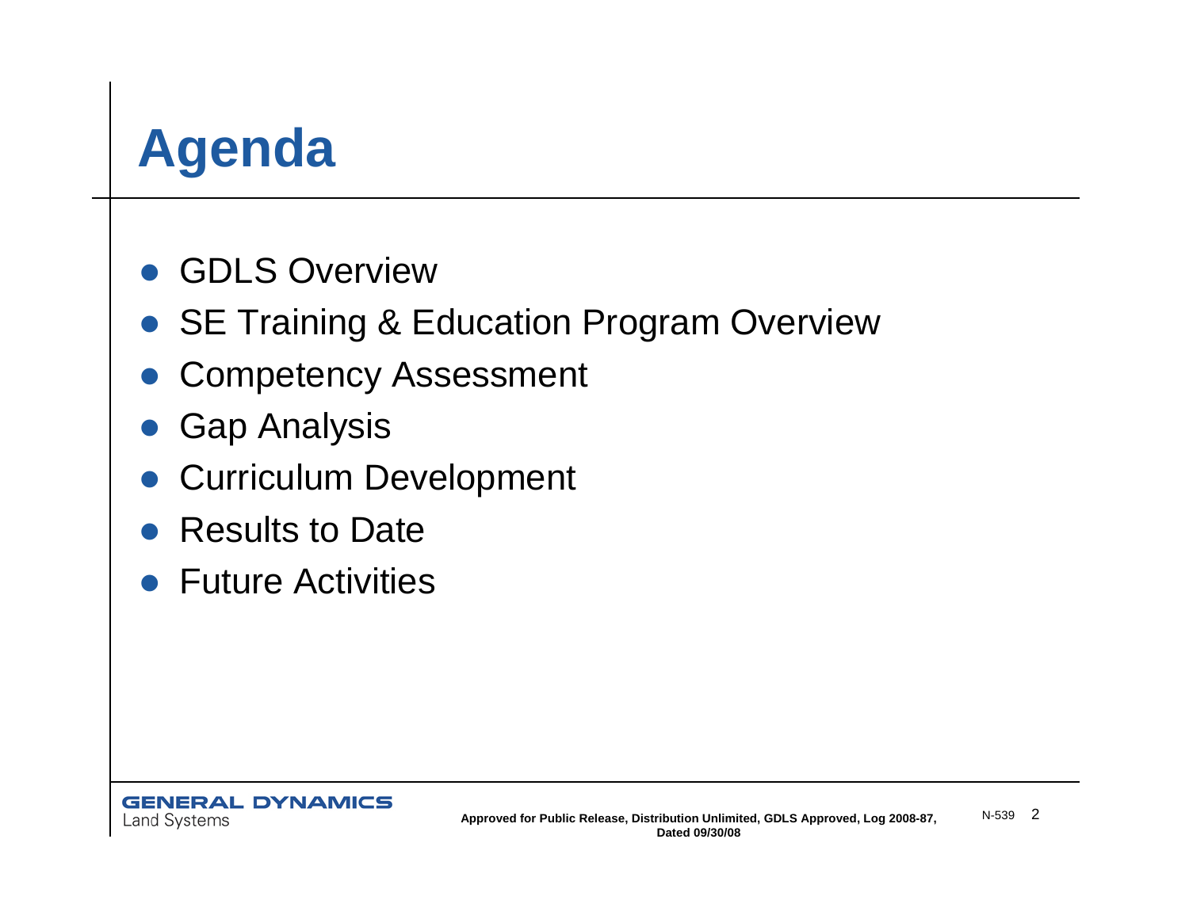# Agenda

- GDLS Overview
- SE Training & Education Program Overview
- Competency Assessment
- Gap Analysis
- Curriculum Development
- Results to Date
- Future Activities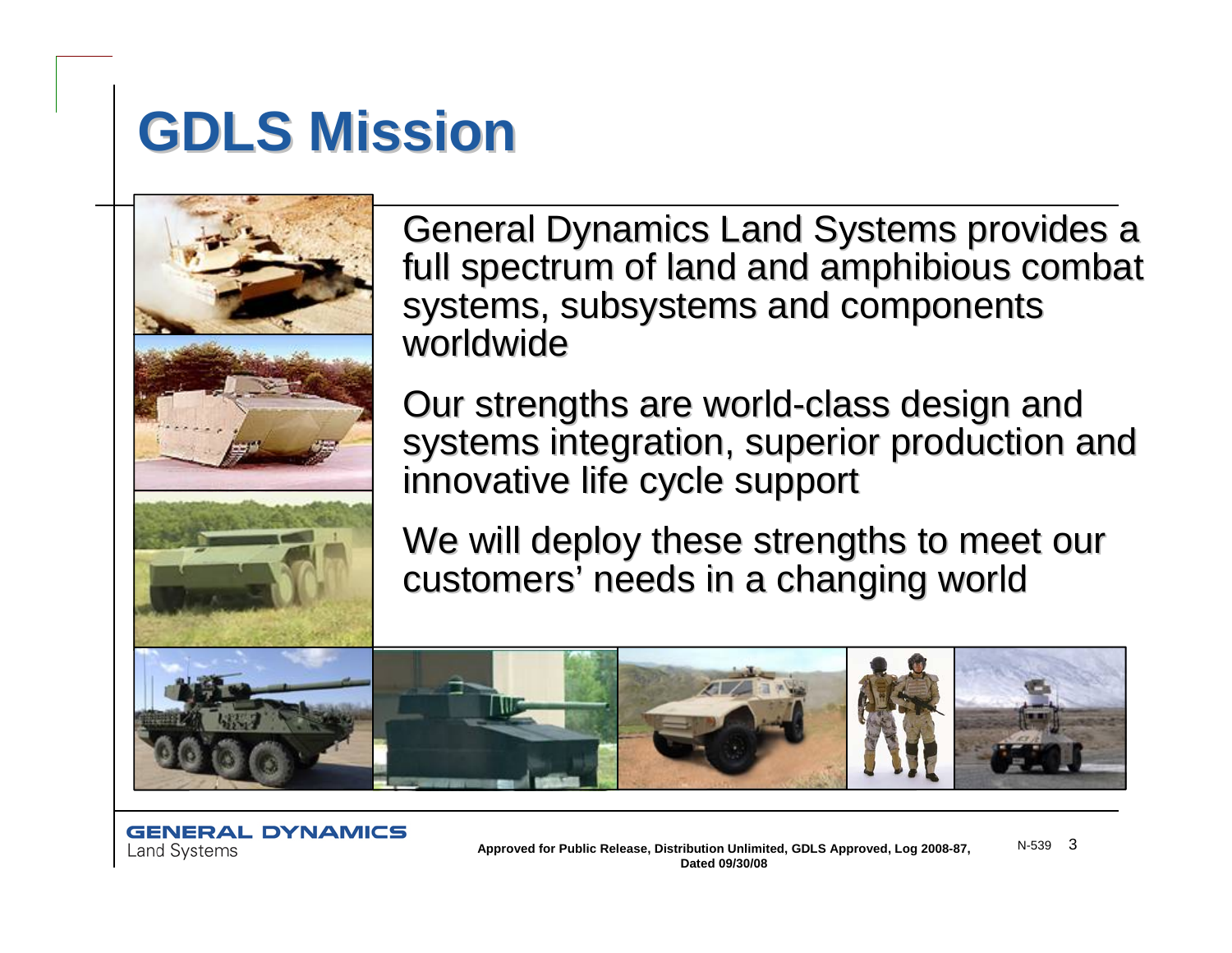# GDLS Mission

General Dynamics Land Systems provides a full spectrum of land and amphibious combat systems, subsystems and components worldwide

Our strengths are world-class design and systems integration, superior production and innovative life cycle support

We will deploy these strengths to meet our customers' needs in a changing world

Approved for Public Release, Distribution Unlimited, GDLS Approved, Log 2008-87, Dated 09/30/08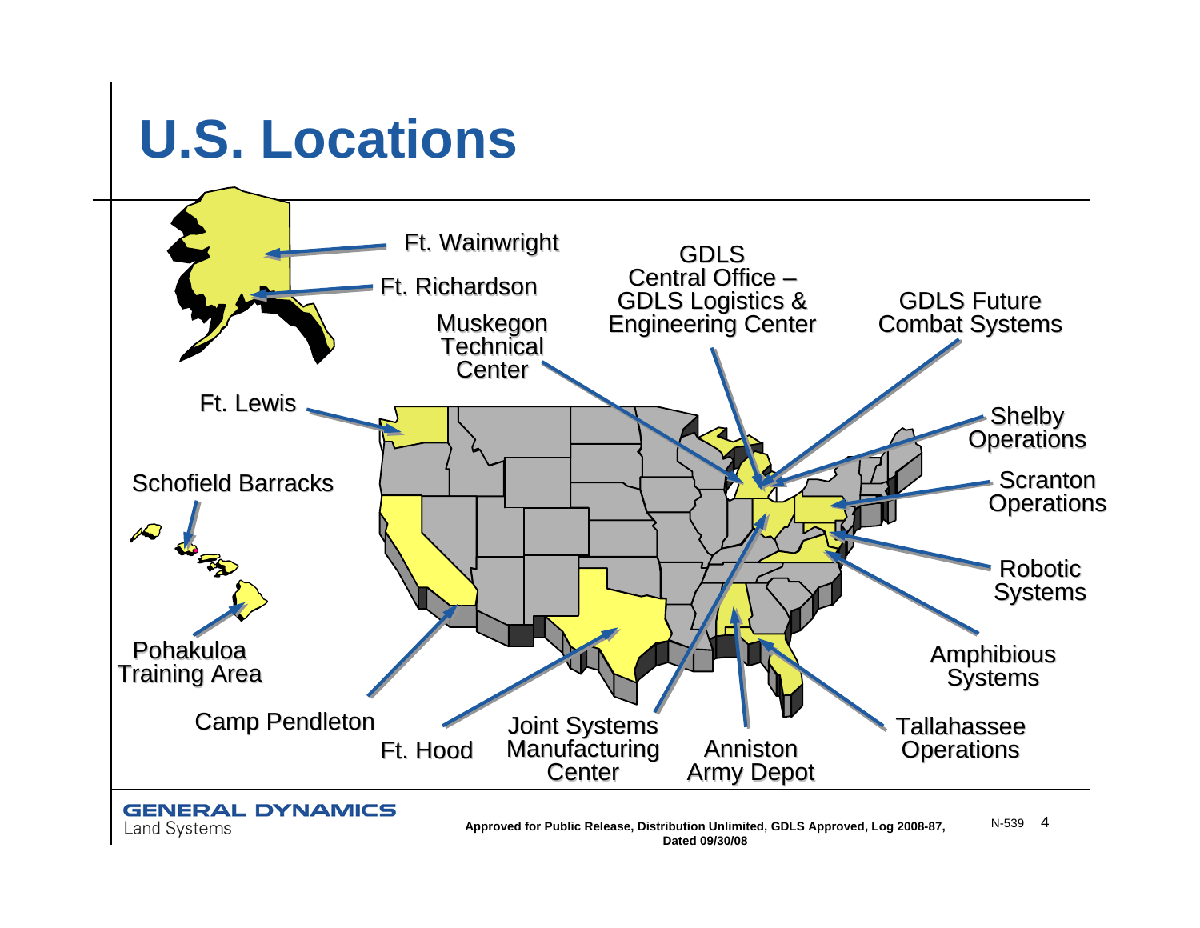# U.S. Locations

- Ft. Wainwright
- Ft. Richardson
- Ft. Lewis
- Schofield Barracks
- Pohakuloa Training Area
- Camp Pendleton
- Ft. Hood
- Joint Systems Manufacturing Center
- Anniston Army Depot
- Tallahassee Operations
- Amphibious Systems
- Robotic Systems
- Scranton Operations
- Shelby Operations
- GDLS Future Combat Systems
- GDLS Central Office – GDLS Logistics & Engineering Center
- Muskegon Technical Center

GENERAL DYNAMICS
Land Systems

Approved for Public Release, Distribution Unlimited, GDLS Approved, Log 2008-87, Dated 09/30/08

N-539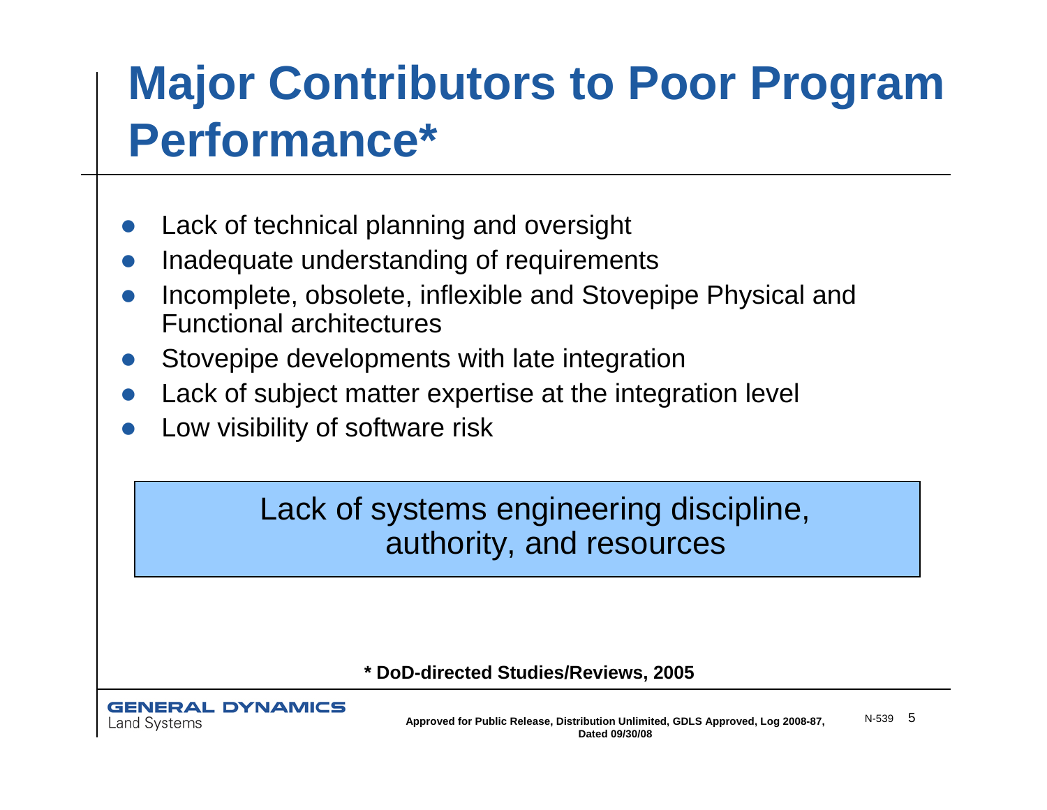# Major Contributors to Poor Program Performance*

- Lack of technical planning and oversight
- Inadequate understanding of requirements
- Incomplete, obsolete, inflexible and Stovepipe Physical and Functional architectures
- Stovepipe developments with late integration
- Lack of subject matter expertise at the integration level
- Low visibility of software risk

> Lack of systems engineering discipline, authority, and resources

**\* DoD-directed Studies/Reviews, 2005**

**Approved for Public Release, Distribution Unlimited, GDLS Approved, Log 2008-87, Dated 09/30/08**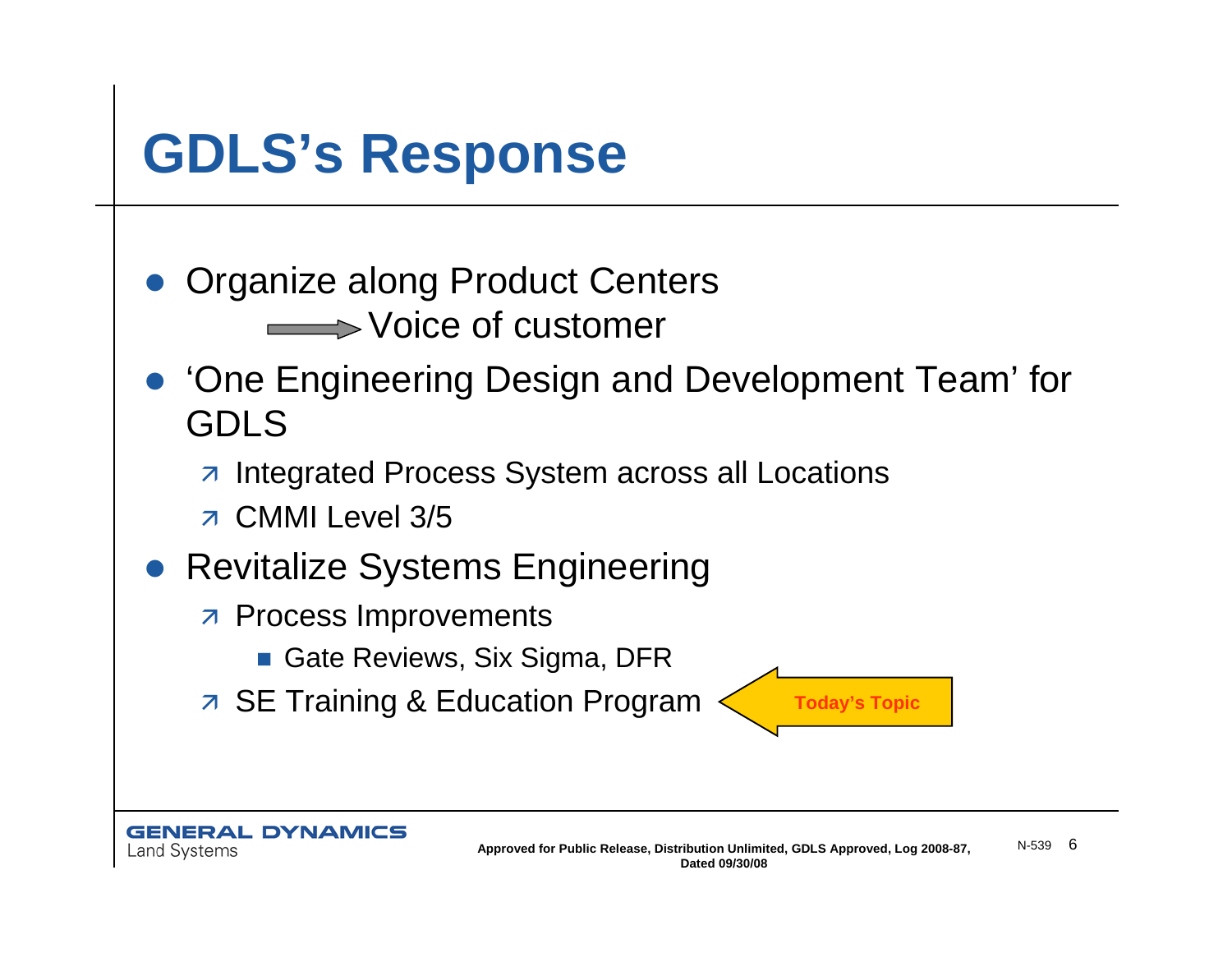# GDLS's Response

- Organize along Product Centers
  - → Voice of customer
- 'One Engineering Design and Development Team' for GDLS
  - Integrated Process System across all Locations
  - CMMI Level 3/5
- Revitalize Systems Engineering
  - Process Improvements
    - Gate Reviews, Six Sigma, DFR
  - SE Training & Education Program ← **Today's Topic**

Approved for Public Release, Distribution Unlimited, GDLS Approved, Log 2008-87, Dated 09/30/08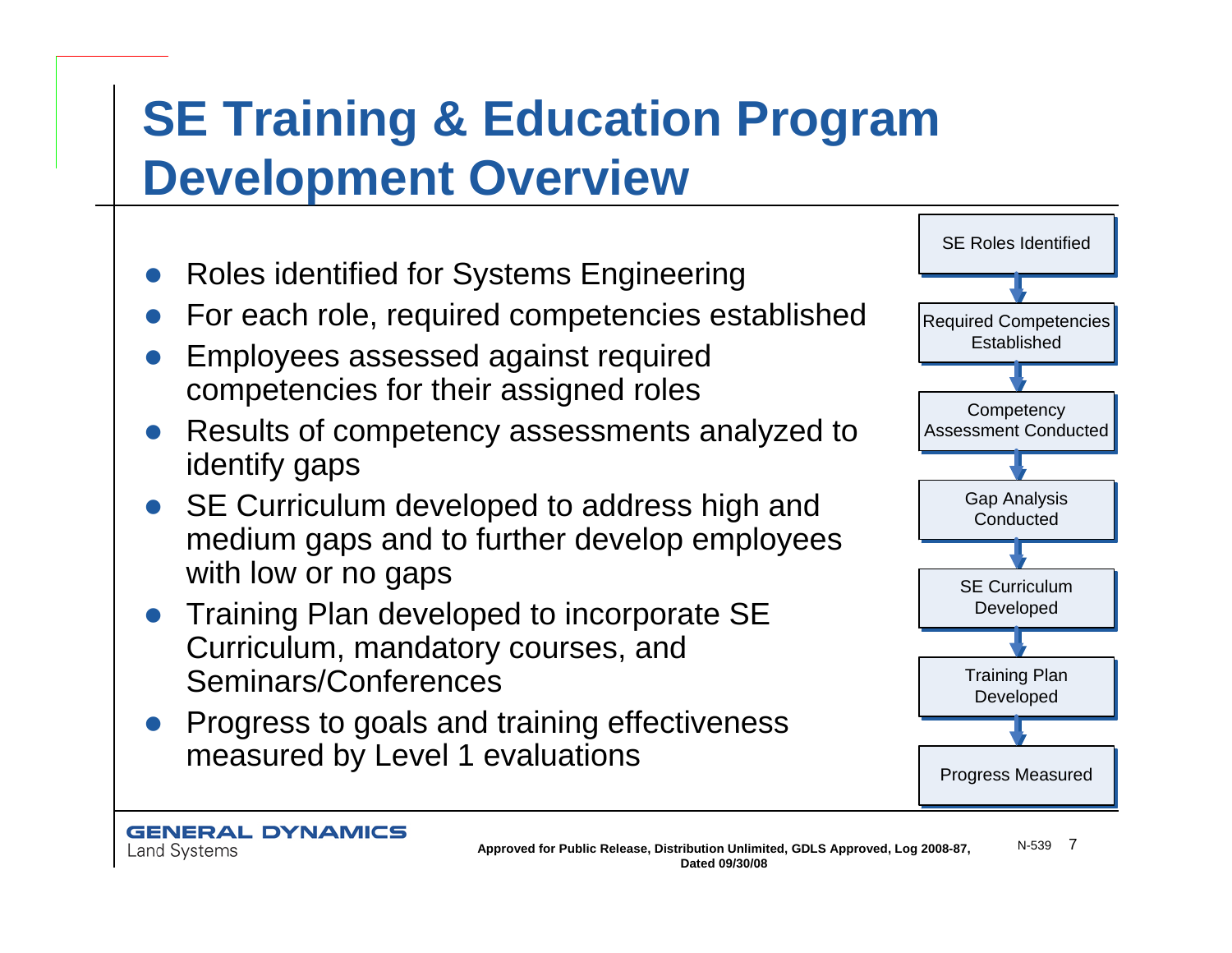# SE Training & Education Program Development Overview

- Roles identified for Systems Engineering
- For each role, required competencies established
- Employees assessed against required competencies for their assigned roles
- Results of competency assessments analyzed to identify gaps
- SE Curriculum developed to address high and medium gaps and to further develop employees with low or no gaps
- Training Plan developed to incorporate SE Curriculum, mandatory courses, and Seminars/Conferences
- Progress to goals and training effectiveness measured by Level 1 evaluations

SE Roles Identified → Required Competencies Established → Competency Assessment Conducted → Gap Analysis Conducted → SE Curriculum Developed → Training Plan Developed → Progress Measured

GENERAL DYNAMICS
Land Systems

Approved for Public Release, Distribution Unlimited, GDLS Approved, Log 2008-87, Dated 09/30/08

N-539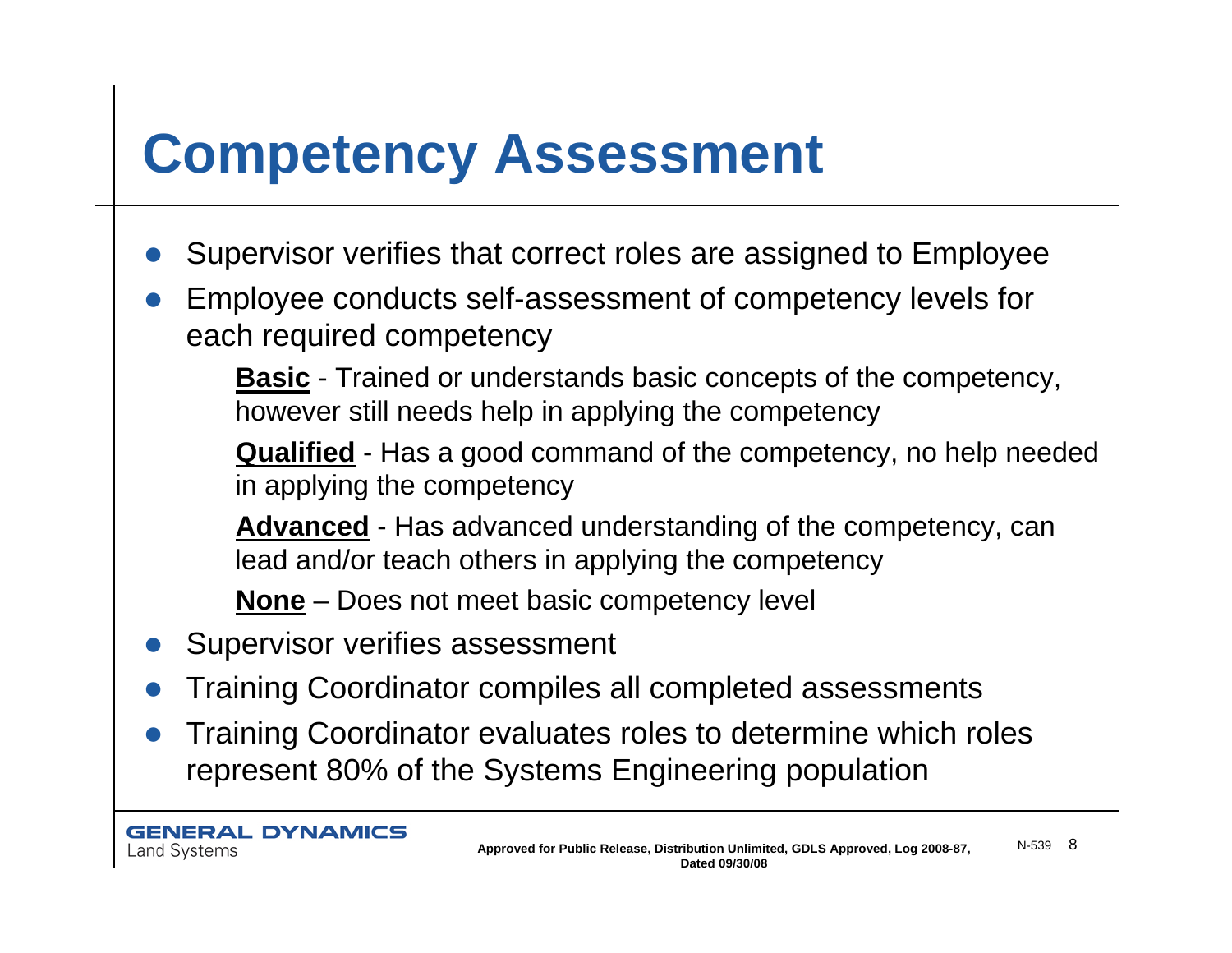# Competency Assessment

- Supervisor verifies that correct roles are assigned to Employee
- Employee conducts self-assessment of competency levels for each required competency
  - **Basic** - Trained or understands basic concepts of the competency, however still needs help in applying the competency
  - **Qualified** - Has a good command of the competency, no help needed in applying the competency
  - **Advanced** - Has advanced understanding of the competency, can lead and/or teach others in applying the competency
  - **None** – Does not meet basic competency level
- Supervisor verifies assessment
- Training Coordinator compiles all completed assessments
- Training Coordinator evaluates roles to determine which roles represent 80% of the Systems Engineering population

Approved for Public Release, Distribution Unlimited, GDLS Approved, Log 2008-87, Dated 09/30/08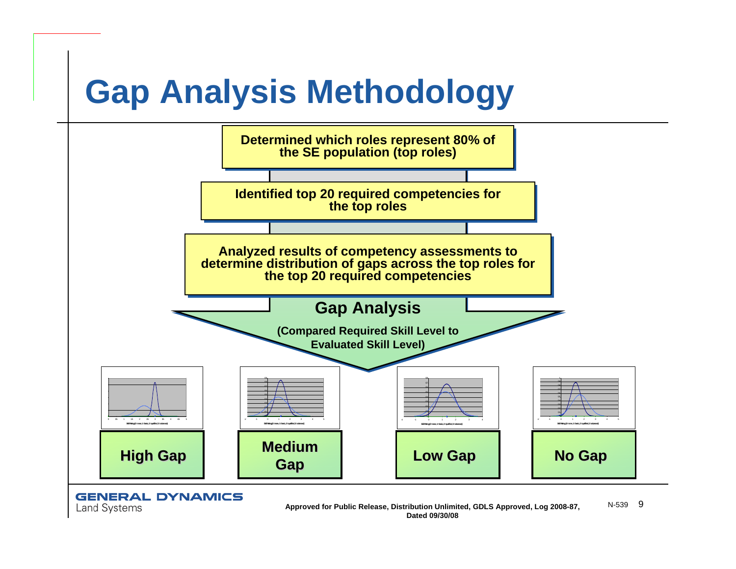# Gap Analysis Methodology

Determined which roles represent 80% of the SE population (top roles)

Identified top 20 required competencies for the top roles

Analyzed results of competency assessments to determine distribution of gaps across the top roles for the top 20 required competencies

**Gap Analysis**

**(Compared Required Skill Level to Evaluated Skill Level)**

**High Gap** | **Medium Gap** | **Low Gap** | **No Gap**

Approved for Public Release, Distribution Unlimited, GDLS Approved, Log 2008-87, Dated 09/30/08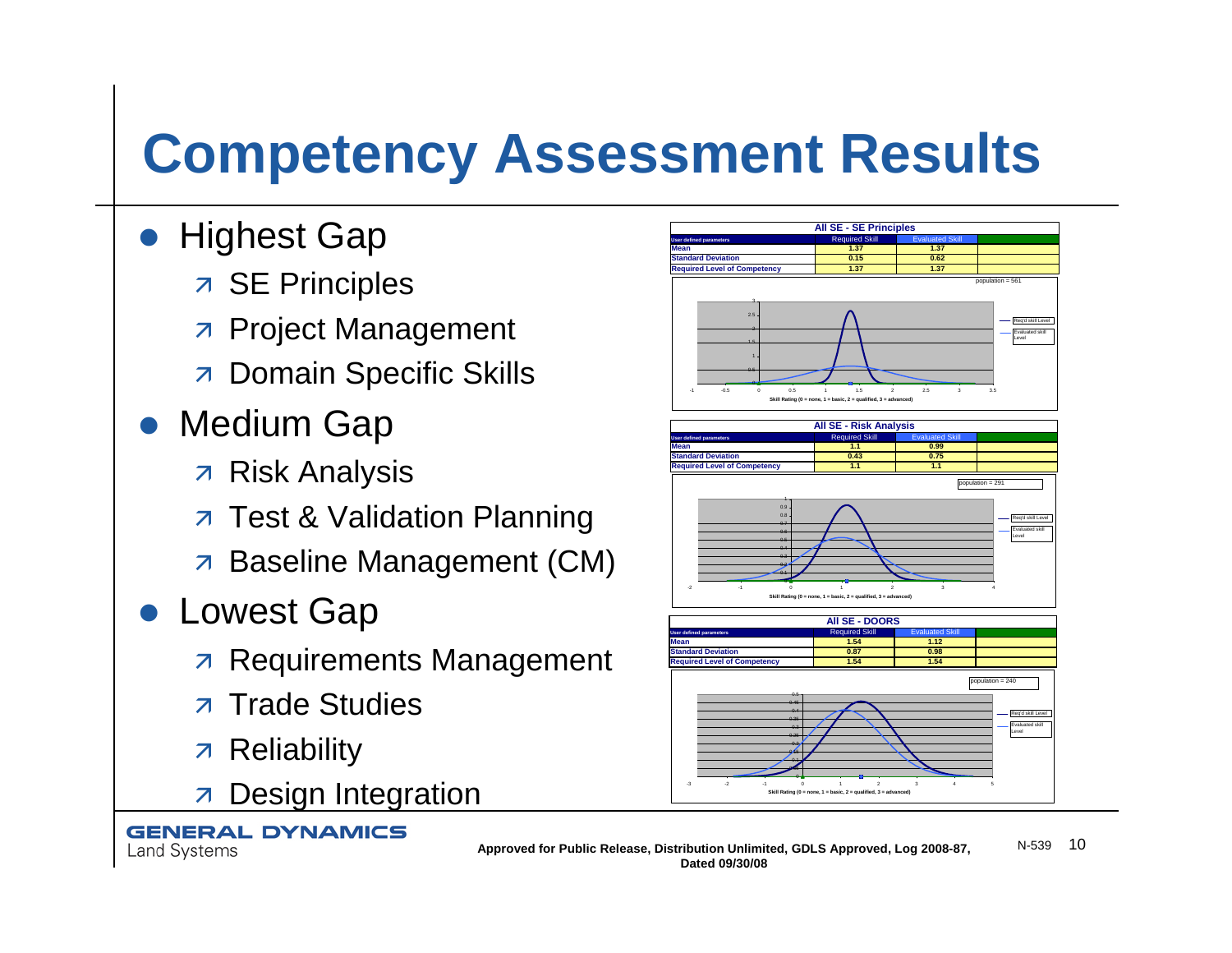# Competency Assessment Results

- Highest Gap
  - SE Principles
  - Project Management
  - Domain Specific Skills
- Medium Gap
  - Risk Analysis
  - Test & Validation Planning
  - Baseline Management (CM)
- Lowest Gap
  - Requirements Management
  - Trade Studies
  - Reliability
  - Design Integration

**All SE - SE Principles**

| User defined parameters | Required Skill | Evaluated Skill |
|---|---|---|
| Mean | 1.37 | 1.37 |
| Standard Deviation | 0.15 | 0.62 |
| Required Level of Competency | 1.37 | 1.37 |

population = 561

**All SE - Risk Analysis**

| User defined parameters | Required Skill | Evaluated Skill |
|---|---|---|
| Mean | 1.1 | 0.99 |
| Standard Deviation | 0.43 | 0.75 |
| Required Level of Competency | 1.1 | 1.1 |

population = 291

**All SE - DOORS**

| User defined parameters | Required Skill | Evaluated Skill |
|---|---|---|
| Mean | 1.54 | 1.12 |
| Standard Deviation | 0.87 | 0.98 |
| Required Level of Competency | 1.54 | 1.54 |

population = 240

Skill Rating (0 = none, 1 = basic, 2 = qualified, 3 = advanced)

Approved for Public Release, Distribution Unlimited, GDLS Approved, Log 2008-87, Dated 09/30/08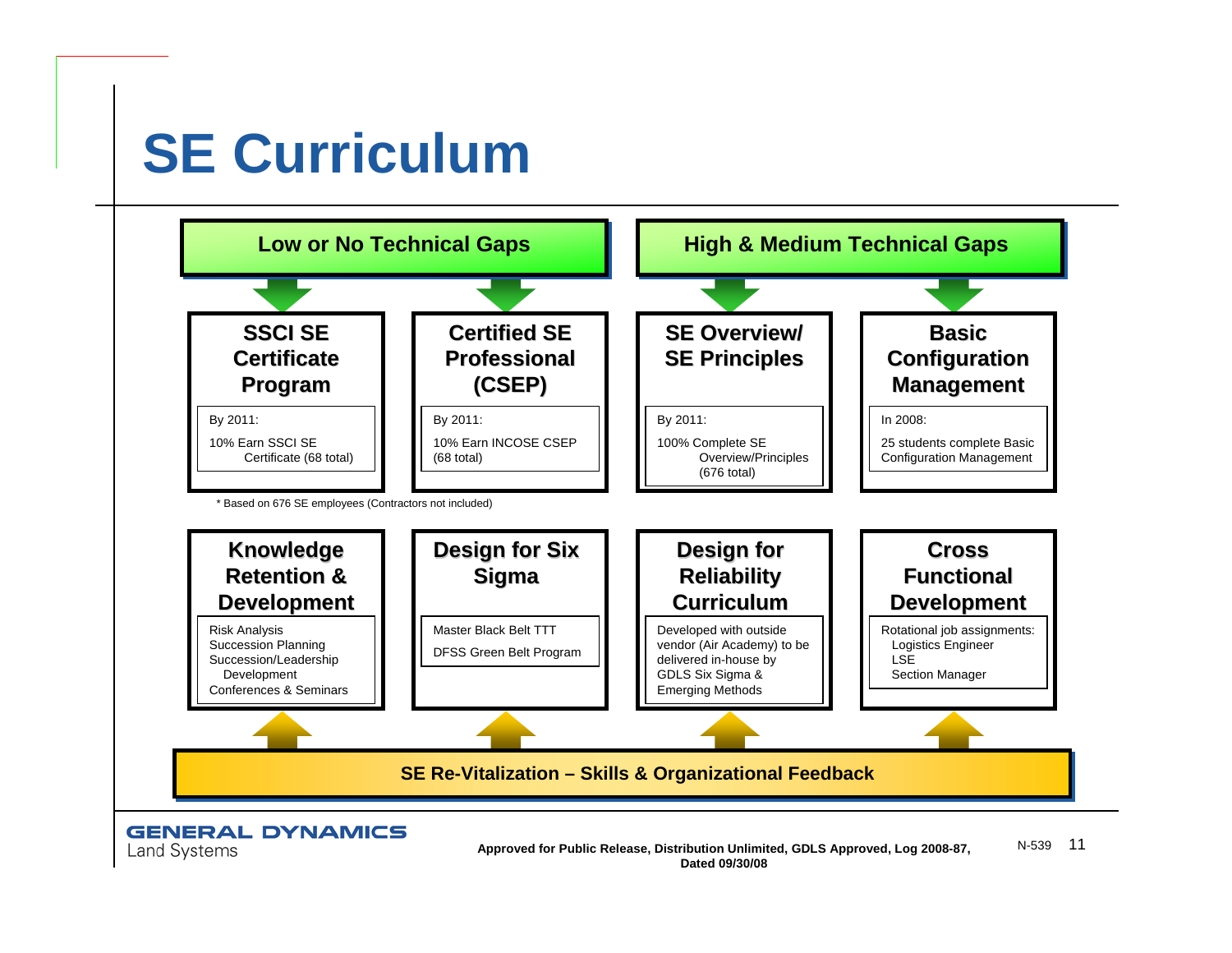# SE Curriculum

## Low or No Technical Gaps

### SSCI SE Certificate Program

By 2011:

10% Earn SSCI SE Certificate (68 total)

### Certified SE Professional (CSEP)

By 2011:

10% Earn INCOSE CSEP (68 total)

## High & Medium Technical Gaps

### SE Overview/ SE Principles

By 2011:

100% Complete SE Overview/Principles (676 total)

### Basic Configuration Management

In 2008:

25 students complete Basic Configuration Management

\* Based on 676 SE employees (Contractors not included)

### Knowledge Retention & Development

- Risk Analysis
- Succession Planning
- Succession/Leadership Development
- Conferences & Seminars

### Design for Six Sigma

Master Black Belt TTT

DFSS Green Belt Program

### Design for Reliability Curriculum

Developed with outside vendor (Air Academy) to be delivered in-house by GDLS Six Sigma & Emerging Methods

### Cross Functional Development

Rotational job assignments:
- Logistics Engineer
- LSE
- Section Manager

## SE Re-Vitalization – Skills & Organizational Feedback

GENERAL DYNAMICS Land Systems

**Approved for Public Release, Distribution Unlimited, GDLS Approved, Log 2008-87, Dated 09/30/08**

N-539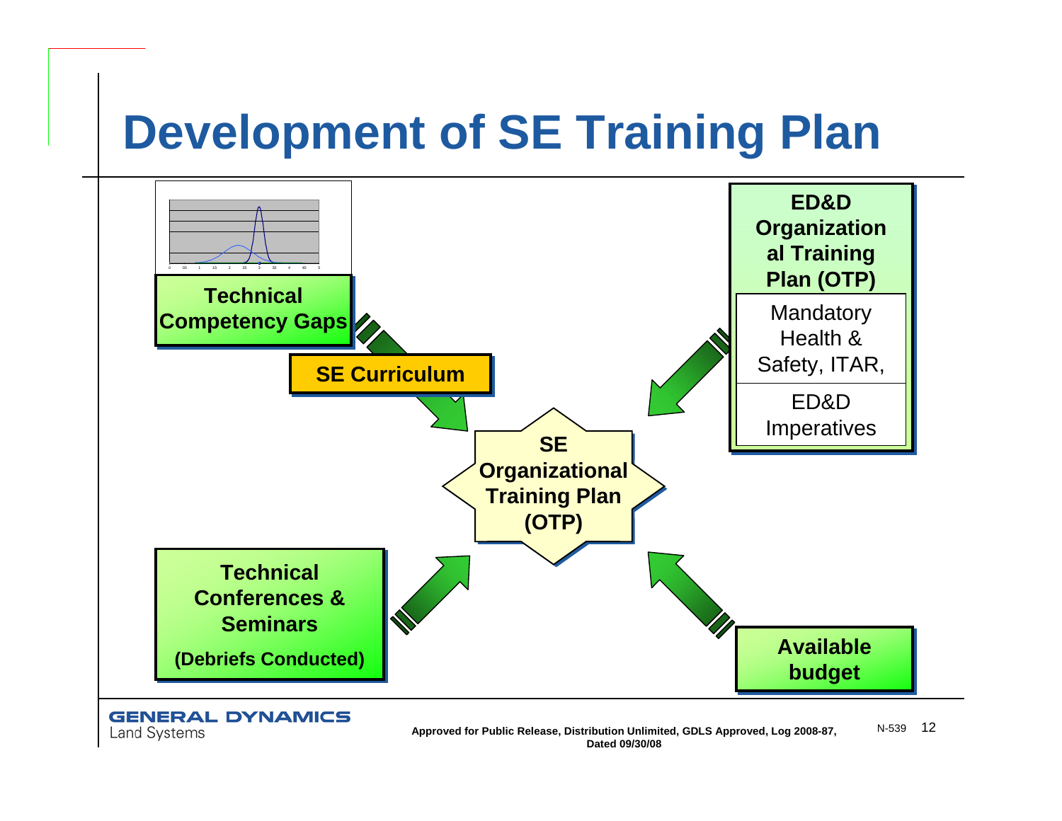# Development of SE Training Plan

**Technical Competency Gaps**

**SE Curriculum**

**ED&D Organizational Training Plan (OTP)**

Mandatory Health & Safety, ITAR,

ED&D Imperatives

**SE Organizational Training Plan (OTP)**

**Technical Conferences & Seminars**

**(Debriefs Conducted)**

**Available budget**

**Approved for Public Release, Distribution Unlimited, GDLS Approved, Log 2008-87, Dated 09/30/08**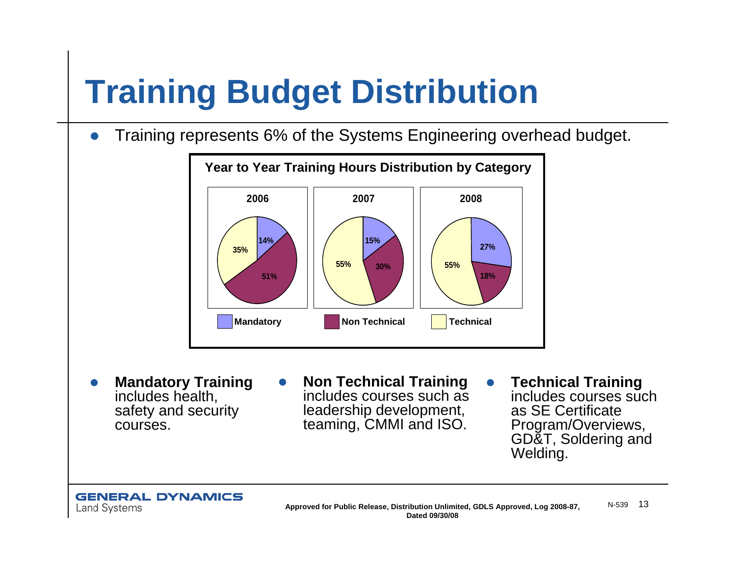# Training Budget Distribution

- Training represents 6% of the Systems Engineering overhead budget.

**Year to Year Training Hours Distribution by Category**

| Category | 2006 | 2007 | 2008 |
| --- | --- | --- | --- |
| Mandatory | 14% | 15% | 27% |
| Non Technical | 51% | 30% | 18% |
| Technical | 35% | 55% | 55% |

- **Mandatory Training** includes health, safety and security courses.
- **Non Technical Training** includes courses such as leadership development, teaming, CMMI and ISO.
- **Technical Training** includes courses such as SE Certificate Program/Overviews, GD&T, Soldering and Welding.

GENERAL DYNAMICS Land Systems

**Approved for Public Release, Distribution Unlimited, GDLS Approved, Log 2008-87, Dated 09/30/08**

N-539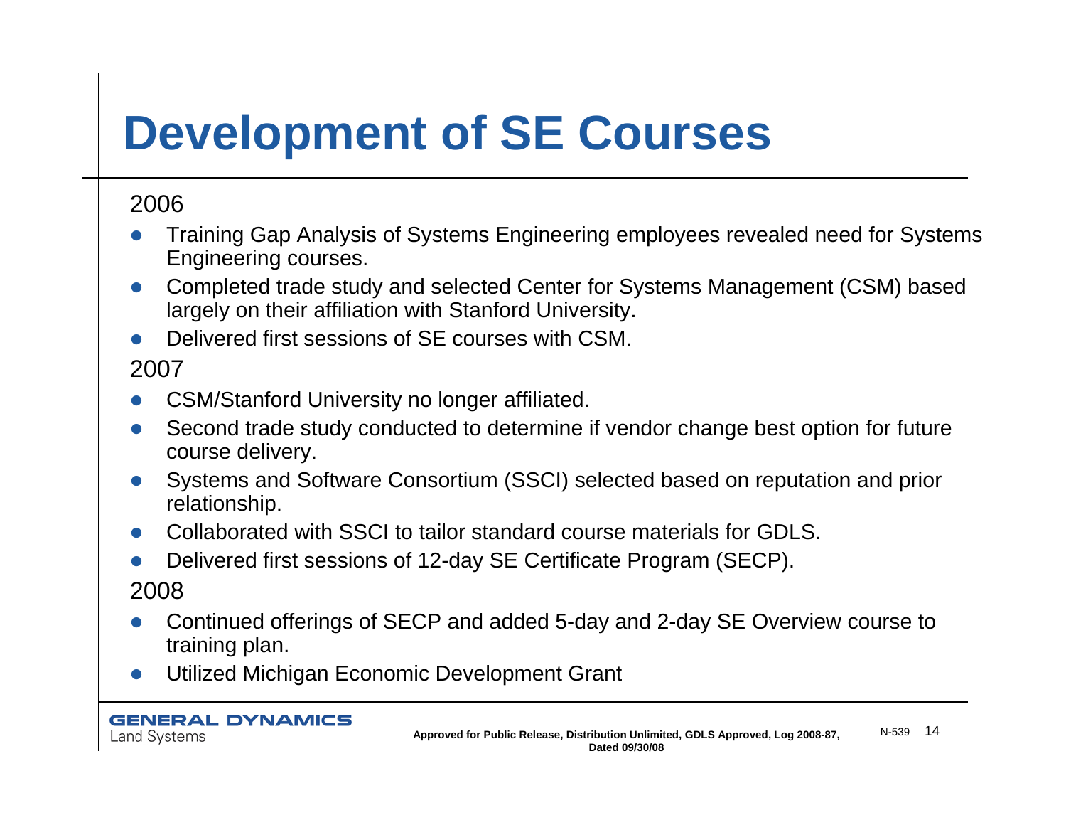# Development of SE Courses

2006

- Training Gap Analysis of Systems Engineering employees revealed need for Systems Engineering courses.
- Completed trade study and selected Center for Systems Management (CSM) based largely on their affiliation with Stanford University.
- Delivered first sessions of SE courses with CSM.

2007

- CSM/Stanford University no longer affiliated.
- Second trade study conducted to determine if vendor change best option for future course delivery.
- Systems and Software Consortium (SSCI) selected based on reputation and prior relationship.
- Collaborated with SSCI to tailor standard course materials for GDLS.
- Delivered first sessions of 12-day SE Certificate Program (SECP).

2008

- Continued offerings of SECP and added 5-day and 2-day SE Overview course to training plan.
- Utilized Michigan Economic Development Grant

GENERAL DYNAMICS
Land Systems

Approved for Public Release, Distribution Unlimited, GDLS Approved, Log 2008-87, Dated 09/30/08

N-539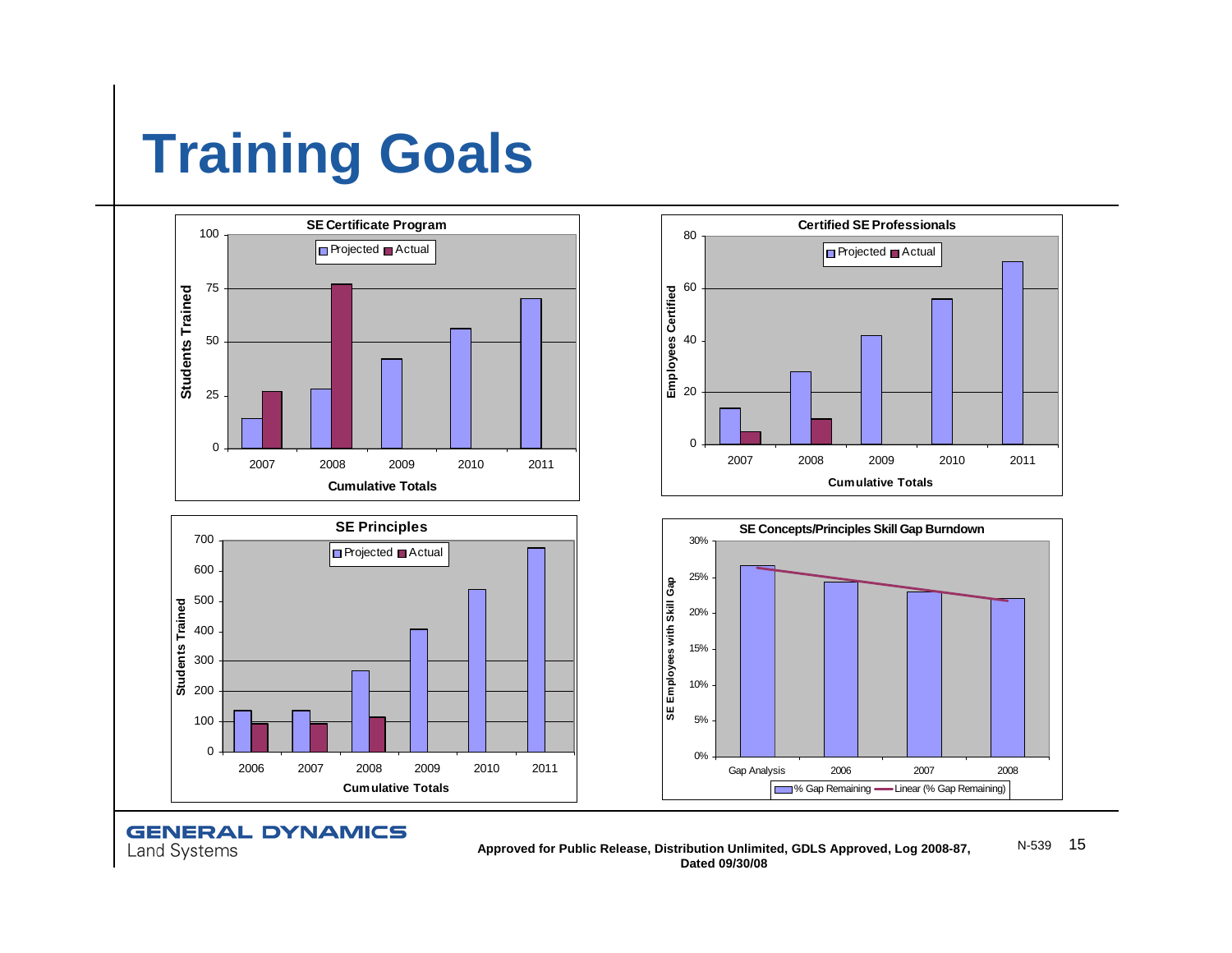# Training Goals

**SE Certificate Program**

Students Trained (Cumulative Totals)

| Year | Projected | Actual |
|---|---|---|
| 2007 | 14 | 27 |
| 2008 | 28 | 77 |
| 2009 | 42 | |
| 2010 | 56 | |
| 2011 | 70 | |

**Certified SE Professionals**

Employees Certified (Cumulative Totals)

| Year | Projected | Actual |
|---|---|---|
| 2007 | 14 | 5 |
| 2008 | 28 | 10 |
| 2009 | 42 | |
| 2010 | 56 | |
| 2011 | 70 | |

**SE Principles**

Students Trained (Cumulative Totals)

| Year | Projected | Actual |
|---|---|---|
| 2006 | 135 | 92 |
| 2007 | 135 | 92 |
| 2008 | 270 | 115 |
| 2009 | 405 | |
| 2010 | 540 | |
| 2011 | 675 | |

**SE Concepts/Principles Skill Gap Burndown**

SE Employees with Skill Gap

| | % Gap Remaining |
|---|---|
| Gap Analysis | ~27% |
| 2006 | ~24% |
| 2007 | ~23% |
| 2008 | ~22% |

Legend: % Gap Remaining; Linear (% Gap Remaining)

Approved for Public Release, Distribution Unlimited, GDLS Approved, Log 2008-87, Dated 09/30/08

N-539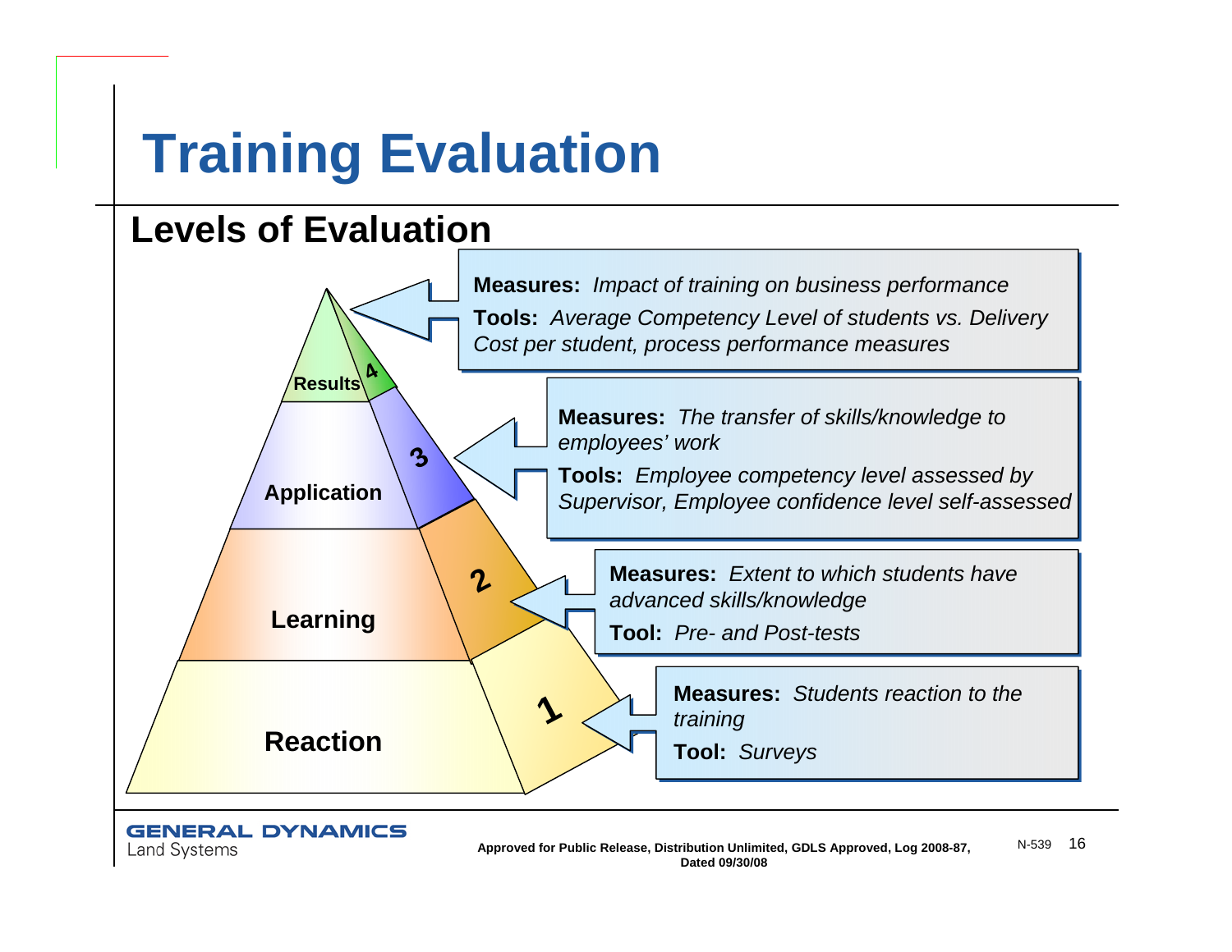# Training Evaluation

## Levels of Evaluation

**4 – Results**

**Measures:** *Impact of training on business performance*

**Tools:** *Average Competency Level of students vs. Delivery Cost per student, process performance measures*

**3 – Application**

**Measures:** *The transfer of skills/knowledge to employees' work*

**Tools:** *Employee competency level assessed by Supervisor, Employee confidence level self-assessed*

**2 – Learning**

**Measures:** *Extent to which students have advanced skills/knowledge*

**Tool:** *Pre- and Post-tests*

**1 – Reaction**

**Measures:** *Students reaction to the training*

**Tool:** *Surveys*

Approved for Public Release, Distribution Unlimited, GDLS Approved, Log 2008-87, Dated 09/30/08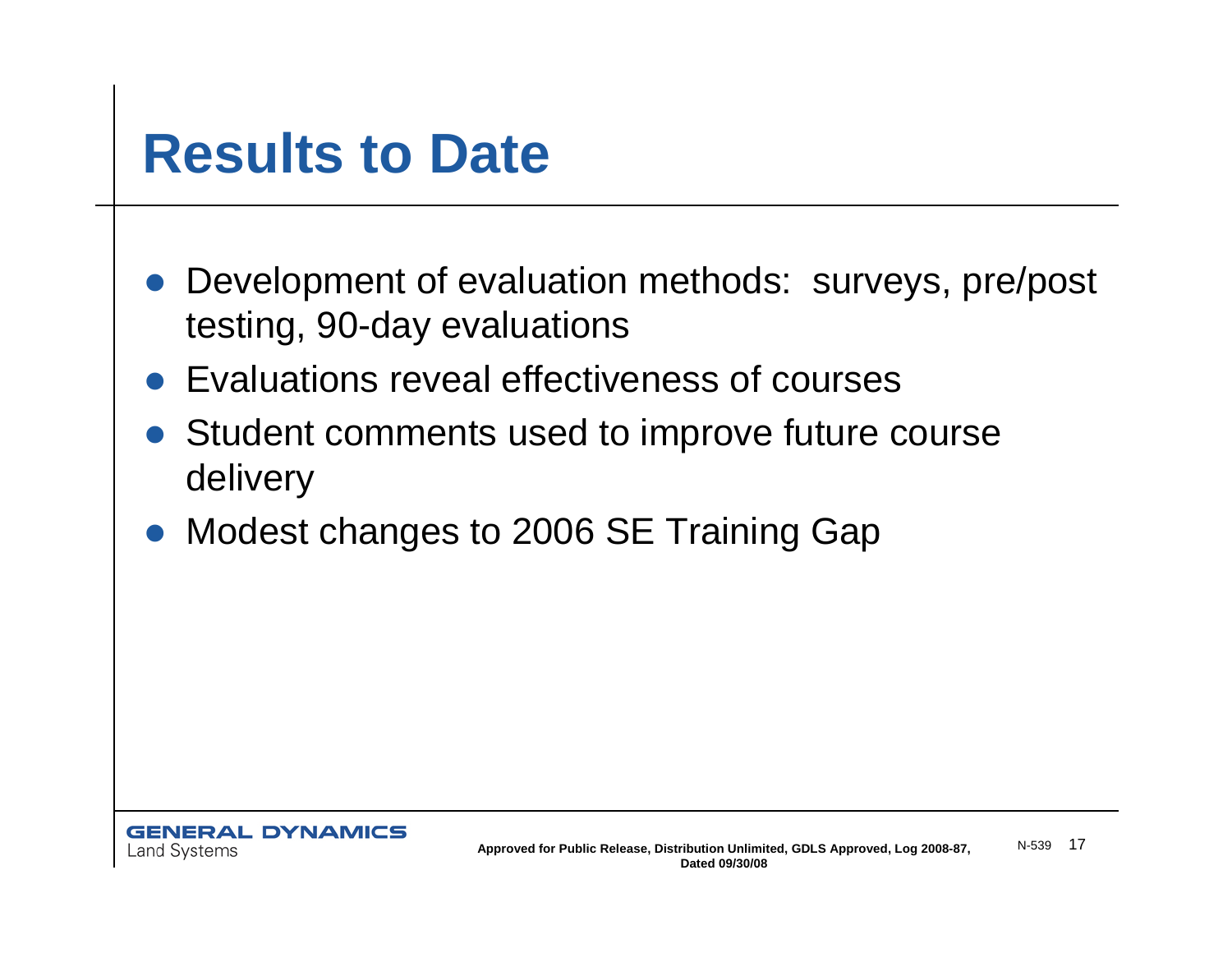# Results to Date

- Development of evaluation methods: surveys, pre/post testing, 90-day evaluations
- Evaluations reveal effectiveness of courses
- Student comments used to improve future course delivery
- Modest changes to 2006 SE Training Gap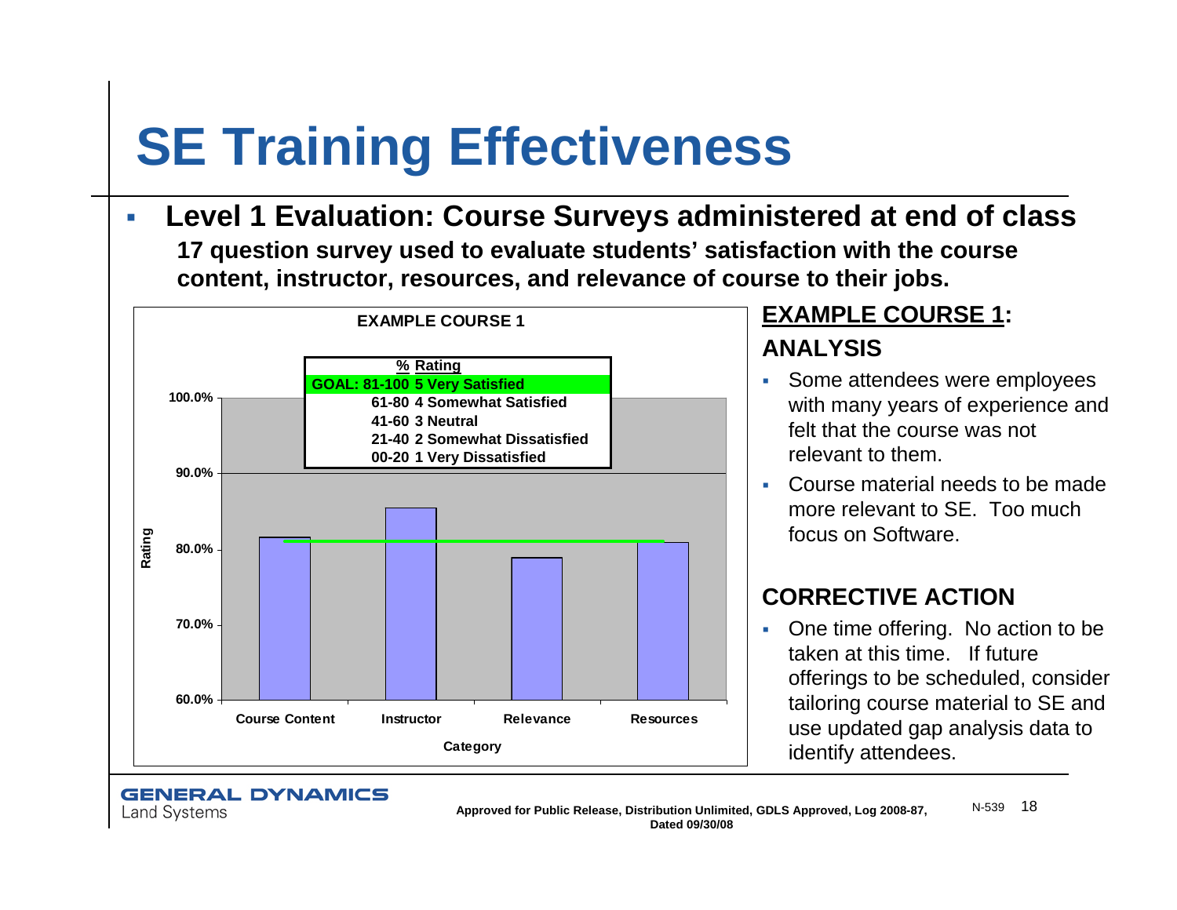# SE Training Effectiveness

- **Level 1 Evaluation: Course Surveys administered at end of class**

  **17 question survey used to evaluate students' satisfaction with the course content, instructor, resources, and relevance of course to their jobs.**

**EXAMPLE COURSE 1**

| % | Rating |
|---|---|
| GOAL: 81-100 | 5 Very Satisfied |
| 61-80 | 4 Somewhat Satisfied |
| 41-60 | 3 Neutral |
| 21-40 | 2 Somewhat Dissatisfied |
| 00-20 | 1 Very Dissatisfied |

Rating (y-axis): 60.0%, 70.0%, 80.0%, 90.0%, 100.0%

Category (x-axis): Course Content, Instructor, Relevance, Resources

## EXAMPLE COURSE 1: ANALYSIS

- Some attendees were employees with many years of experience and felt that the course was not relevant to them.
- Course material needs to be made more relevant to SE. Too much focus on Software.

## CORRECTIVE ACTION

- One time offering. No action to be taken at this time. If future offerings to be scheduled, consider tailoring course material to SE and use updated gap analysis data to identify attendees.

Approved for Public Release, Distribution Unlimited, GDLS Approved, Log 2008-87, Dated 09/30/08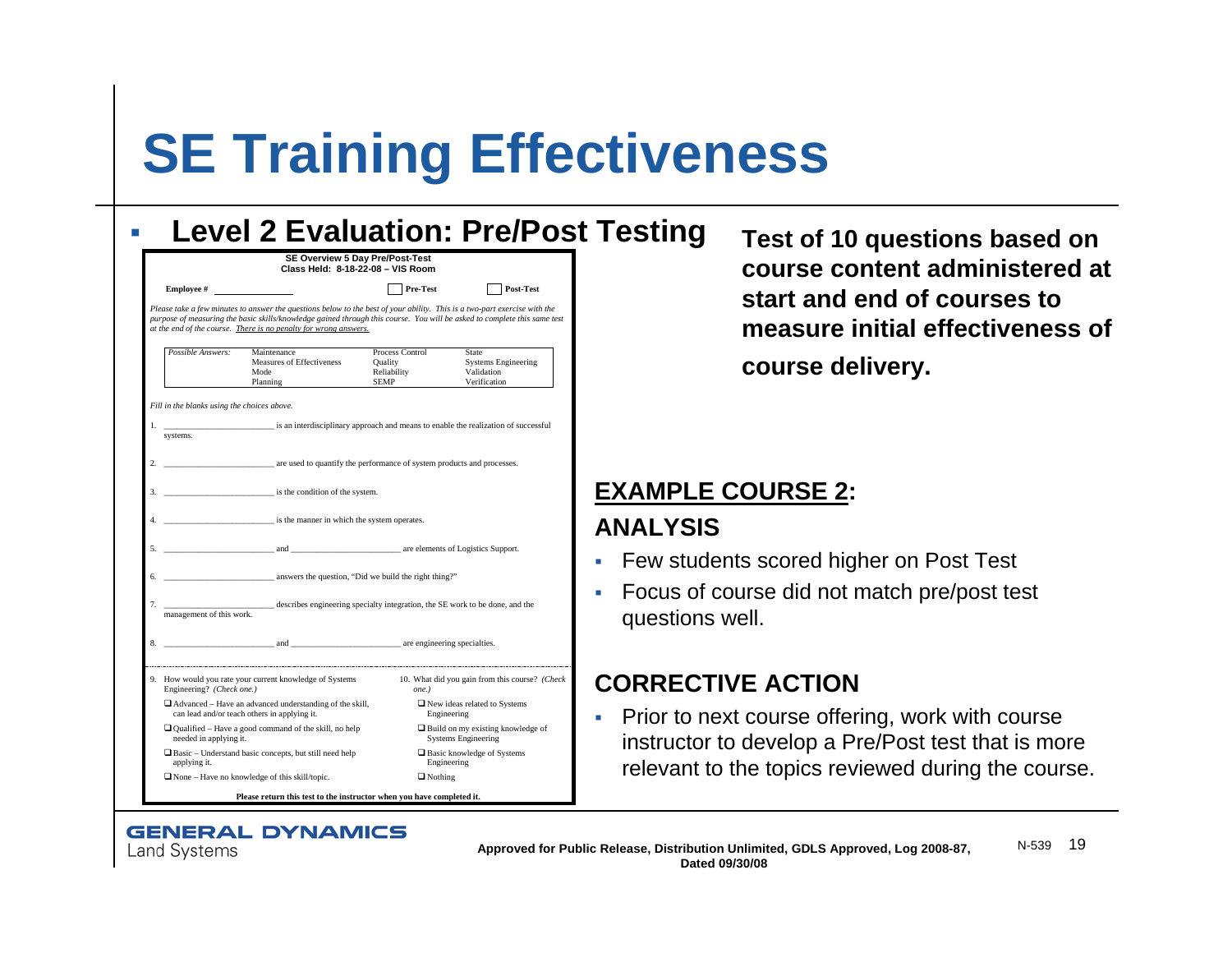# SE Training Effectiveness

- **Level 2 Evaluation: Pre/Post Testing**

**SE Overview 5 Day Pre/Post-Test**
**Class Held: 8-18-22-08 – VIS Room**

**Employee #** ____________ ☐ **Pre-Test** ☐ **Post-Test**

*Please take a few minutes to answer the questions below to the best of your ability. This is a two-part exercise with the purpose of measuring the basic skills/knowledge gained through this course. You will be asked to complete this same test at the end of the course. There is no penalty for wrong answers.*

| *Possible Answers:* | Maintenance | Process Control | State |
|---|---|---|---|
| | Measures of Effectiveness | Quality | Systems Engineering |
| | Mode | Reliability | Validation |
| | Planning | SEMP | Verification |

*Fill in the blanks using the choices above.*

1. ________________ is an interdisciplinary approach and means to enable the realization of successful systems.
2. ________________ are used to quantify the performance of system products and processes.
3. ________________ is the condition of the system.
4. ________________ is the manner in which the system operates.
5. ________________ and ________________ are elements of Logistics Support.
6. ________________ answers the question, "Did we build the right thing?"
7. ________________ describes engineering specialty integration, the SE work to be done, and the management of this work.
8. ________________ and ________________ are engineering specialties.

9. How would you rate your current knowledge of Systems Engineering? *(Check one.)*
   - ☐ Advanced – Have an advanced understanding of the skill, can lead and/or teach others in applying it.
   - ☐ Qualified – Have a good command of the skill, no help needed in applying it.
   - ☐ Basic – Understand basic concepts, but still need help applying it.
   - ☐ None – Have no knowledge of this skill/topic.

10. What did you gain from this course? *(Check one.)*
    - ☐ New ideas related to Systems Engineering
    - ☐ Build on my existing knowledge of Systems Engineering
    - ☐ Basic knowledge of Systems Engineering
    - ☐ Nothing

**Please return this test to the instructor when you have completed it.**

**Test of 10 questions based on course content administered at start and end of courses to measure initial effectiveness of course delivery.**

## EXAMPLE COURSE 2:

### ANALYSIS

- Few students scored higher on Post Test
- Focus of course did not match pre/post test questions well.

### CORRECTIVE ACTION

- Prior to next course offering, work with course instructor to develop a Pre/Post test that is more relevant to the topics reviewed during the course.

GENERAL DYNAMICS Land Systems

Approved for Public Release, Distribution Unlimited, GDLS Approved, Log 2008-87, Dated 09/30/08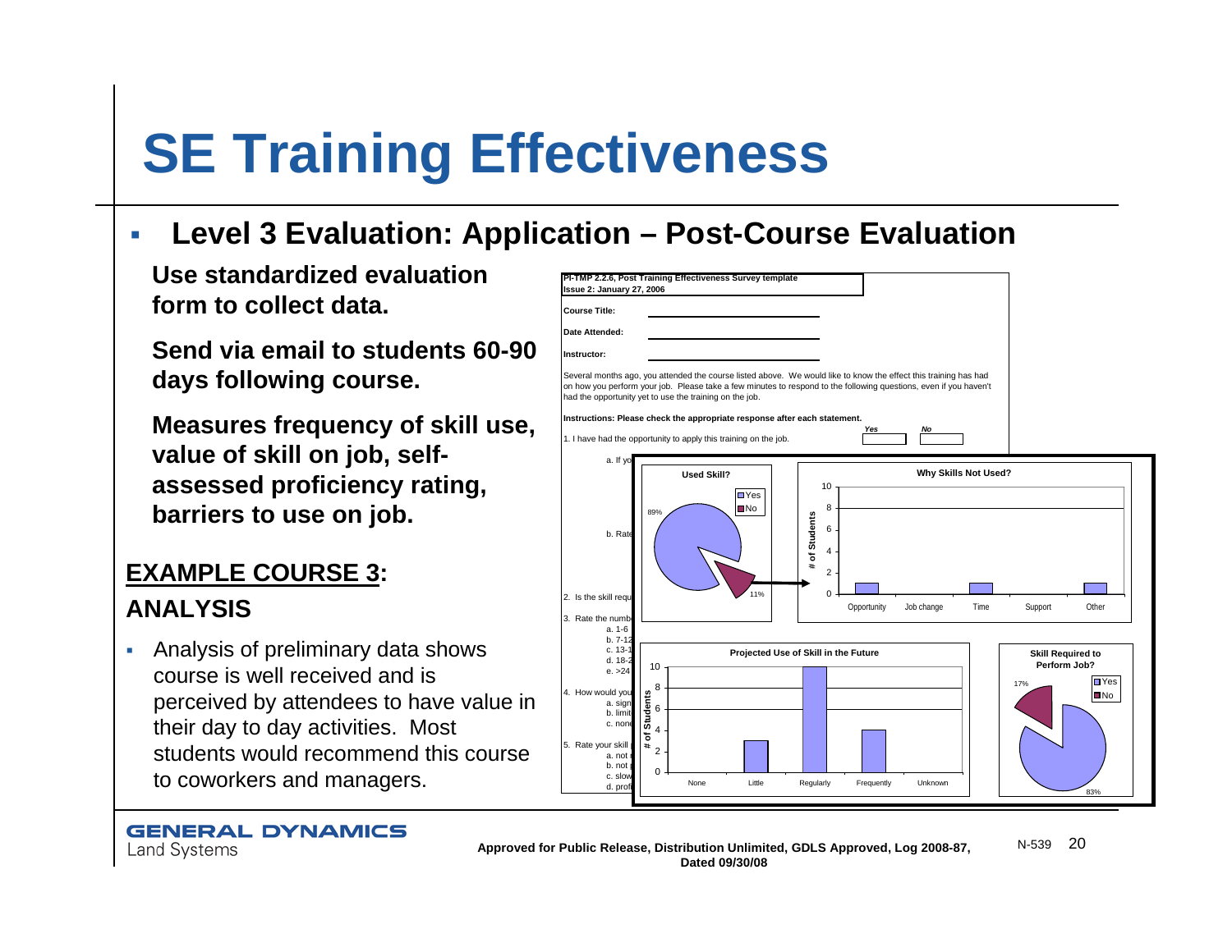# SE Training Effectiveness

- **Level 3 Evaluation: Application – Post-Course Evaluation**

**Use standardized evaluation form to collect data.**

**Send via email to students 60-90 days following course.**

**Measures frequency of skill use, value of skill on job, self-assessed proficiency rating, barriers to use on job.**

**<u>EXAMPLE COURSE 3</u>:**

**ANALYSIS**

- Analysis of preliminary data shows course is well received and is perceived by attendees to have value in their day to day activities. Most students would recommend this course to coworkers and managers.

**PI-TMP 2.2.6, Post Training Effectiveness Survey template**
**Issue 2: January 27, 2006**

**Course Title:** ____________

**Date Attended:** ____________

**Instructor:** ____________

Several months ago, you attended the course listed above. We would like to know the effect this training has had on how you perform your job. Please take a few minutes to respond to the following questions, even if you haven't had the opportunity yet to use the training on the job.

**Instructions: Please check the appropriate response after each statement.**

1. I have had the opportunity to apply this training on the job. *Yes* ___ *No* ___

**Used Skill?**

- Yes: 89%
- No: 11%

**Why Skills Not Used?**

| Reason | # of Students |
|---|---|
| Opportunity | 1 |
| Job change | 0 |
| Time | 1 |
| Support | 0 |
| Other | 1 |

**Projected Use of Skill in the Future**

| Use | # of Students |
|---|---|
| None | 0 |
| Little | 3 |
| Regularly | 10 |
| Frequently | 4 |
| Unknown | 0 |

**Skill Required to Perform Job?**

- Yes: 83%
- No: 17%

Approved for Public Release, Distribution Unlimited, GDLS Approved, Log 2008-87, Dated 09/30/08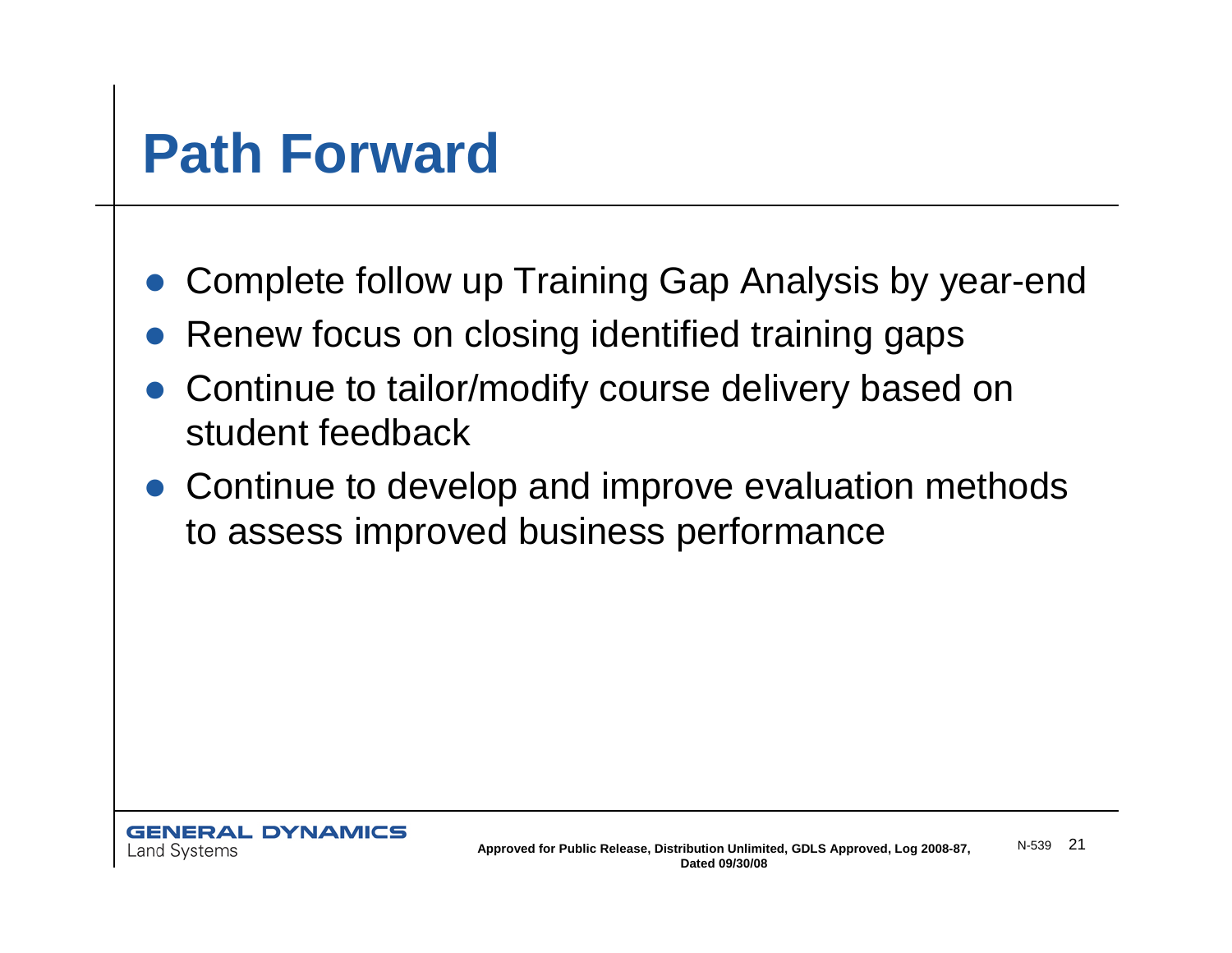# Path Forward

- Complete follow up Training Gap Analysis by year-end
- Renew focus on closing identified training gaps
- Continue to tailor/modify course delivery based on student feedback
- Continue to develop and improve evaluation methods to assess improved business performance

Approved for Public Release, Distribution Unlimited, GDLS Approved, Log 2008-87, Dated 09/30/08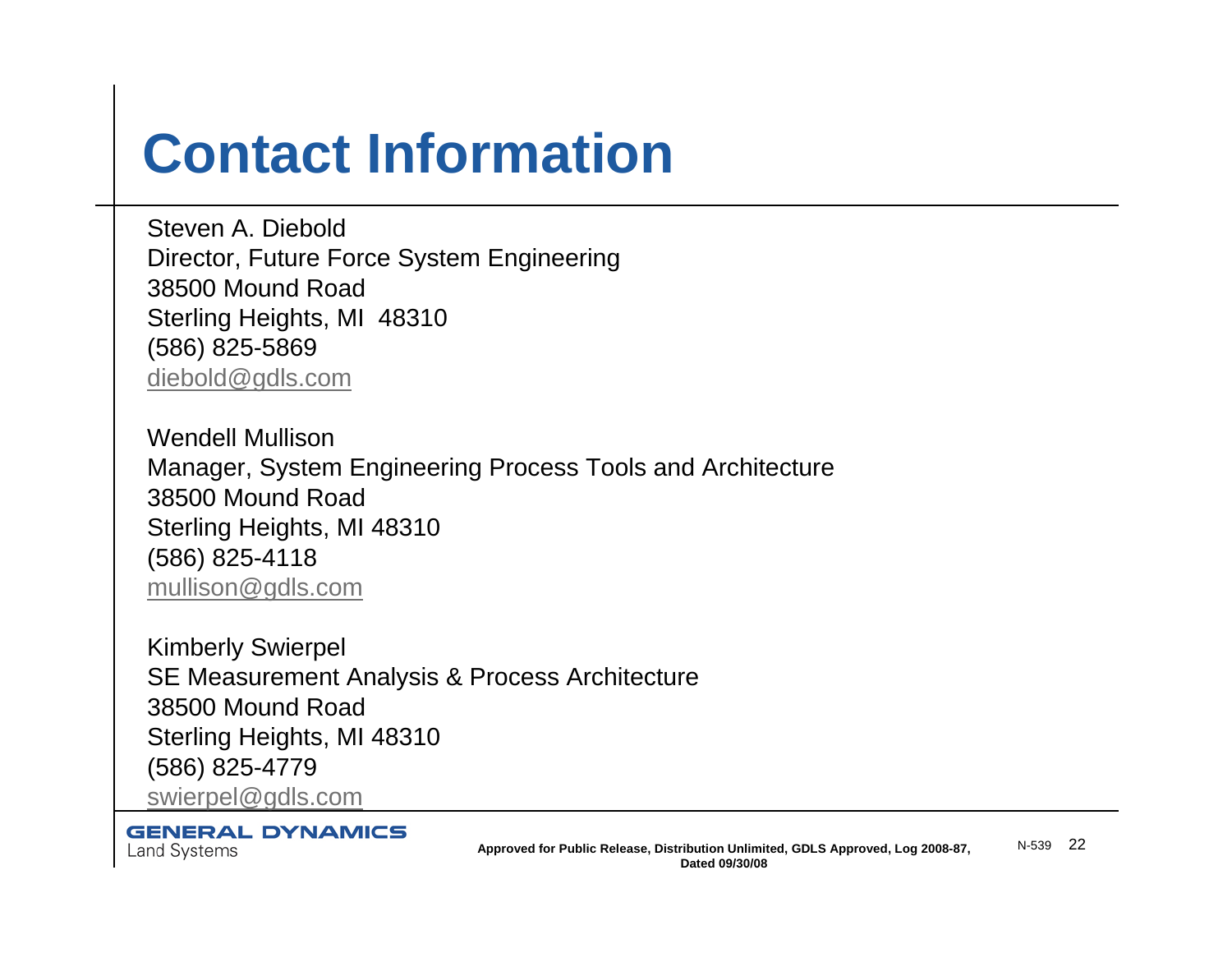# Contact Information

Steven A. Diebold
Director, Future Force System Engineering
38500 Mound Road
Sterling Heights, MI  48310
(586) 825-5869
diebold@gdls.com

Wendell Mullison
Manager, System Engineering Process Tools and Architecture
38500 Mound Road
Sterling Heights, MI 48310
(586) 825-4118
mullison@gdls.com

Kimberly Swierpel
SE Measurement Analysis & Process Architecture
38500 Mound Road
Sterling Heights, MI 48310
(586) 825-4779
swierpel@gdls.com

GENERAL DYNAMICS
Land Systems

**Approved for Public Release, Distribution Unlimited, GDLS Approved, Log 2008-87, Dated 09/30/08**

N-539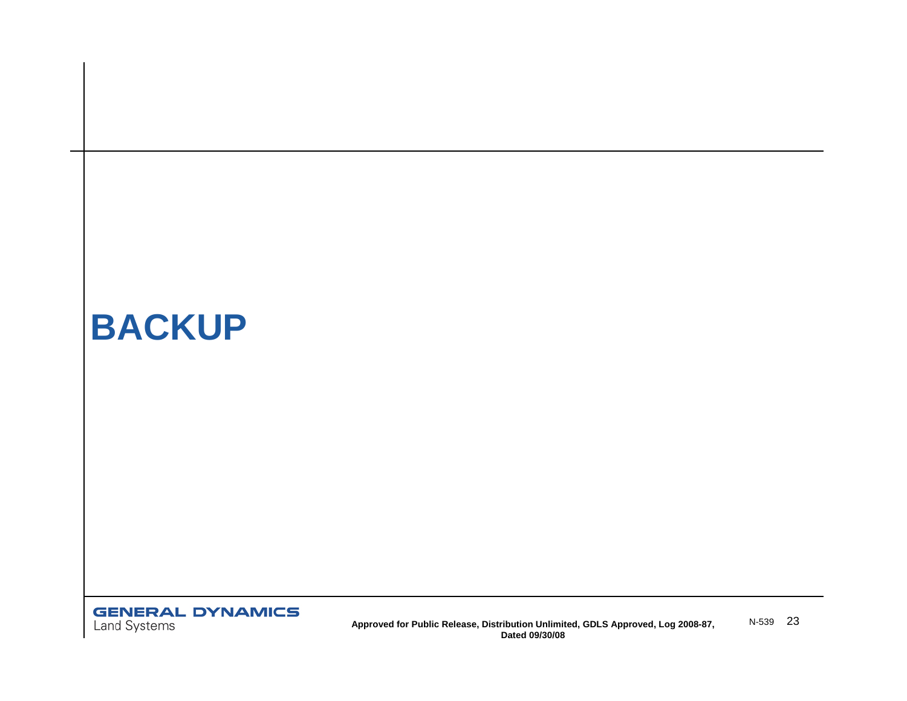# BACKUP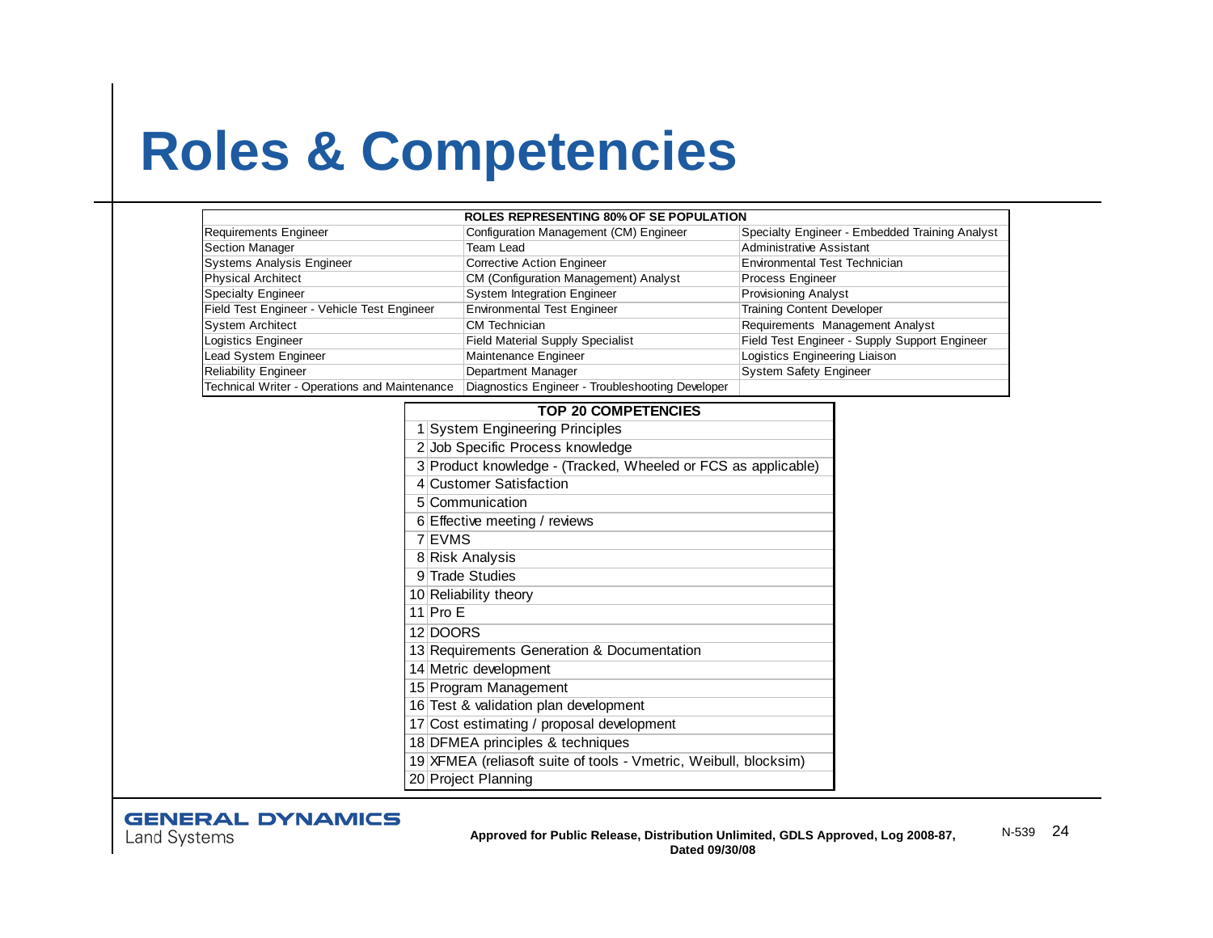# Roles & Competencies

| ROLES REPRESENTING 80% OF SE POPULATION | | |
|---|---|---|
| Requirements Engineer | Configuration Management (CM) Engineer | Specialty Engineer - Embedded Training Analyst |
| Section Manager | Team Lead | Administrative Assistant |
| Systems Analysis Engineer | Corrective Action Engineer | Environmental Test Technician |
| Physical Architect | CM (Configuration Management) Analyst | Process Engineer |
| Specialty Engineer | System Integration Engineer | Provisioning Analyst |
| Field Test Engineer - Vehicle Test Engineer | Environmental Test Engineer | Training Content Developer |
| System Architect | CM Technician | Requirements Management Analyst |
| Logistics Engineer | Field Material Supply Specialist | Field Test Engineer - Supply Support Engineer |
| Lead System Engineer | Maintenance Engineer | Logistics Engineering Liaison |
| Reliability Engineer | Department Manager | System Safety Engineer |
| Technical Writer - Operations and Maintenance | Diagnostics Engineer - Troubleshooting Developer | |

| | TOP 20 COMPETENCIES |
|---|---|
| 1 | System Engineering Principles |
| 2 | Job Specific Process knowledge |
| 3 | Product knowledge - (Tracked, Wheeled or FCS as applicable) |
| 4 | Customer Satisfaction |
| 5 | Communication |
| 6 | Effective meeting / reviews |
| 7 | EVMS |
| 8 | Risk Analysis |
| 9 | Trade Studies |
| 10 | Reliability theory |
| 11 | Pro E |
| 12 | DOORS |
| 13 | Requirements Generation & Documentation |
| 14 | Metric development |
| 15 | Program Management |
| 16 | Test & validation plan development |
| 17 | Cost estimating / proposal development |
| 18 | DFMEA principles & techniques |
| 19 | XFMEA (reliasoft suite of tools - Vmetric, Weibull, blocksim) |
| 20 | Project Planning |

GENERAL DYNAMICS Land Systems

Approved for Public Release, Distribution Unlimited, GDLS Approved, Log 2008-87, Dated 09/30/08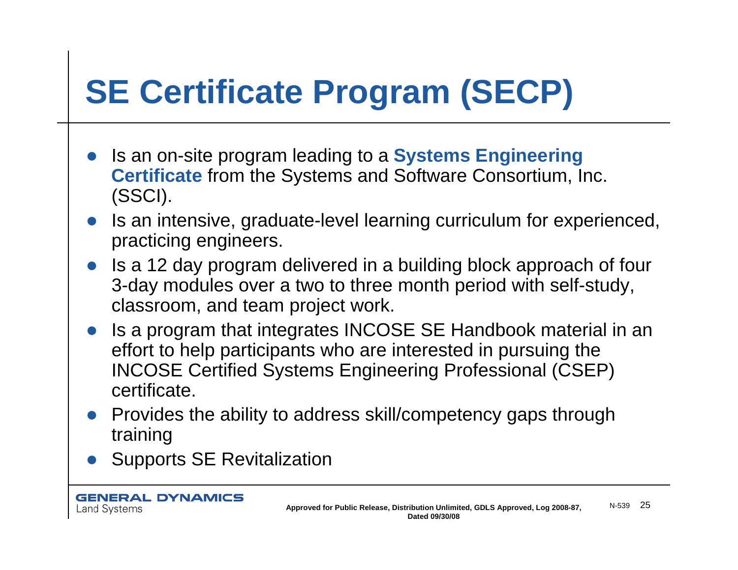# SE Certificate Program (SECP)

- Is an on-site program leading to a **Systems Engineering Certificate** from the Systems and Software Consortium, Inc. (SSCI).
- Is an intensive, graduate-level learning curriculum for experienced, practicing engineers.
- Is a 12 day program delivered in a building block approach of four 3-day modules over a two to three month period with self-study, classroom, and team project work.
- Is a program that integrates INCOSE SE Handbook material in an effort to help participants who are interested in pursuing the INCOSE Certified Systems Engineering Professional (CSEP) certificate.
- Provides the ability to address skill/competency gaps through training
- Supports SE Revitalization

GENERAL DYNAMICS
Land Systems

**Approved for Public Release, Distribution Unlimited, GDLS Approved, Log 2008-87, Dated 09/30/08**

N-539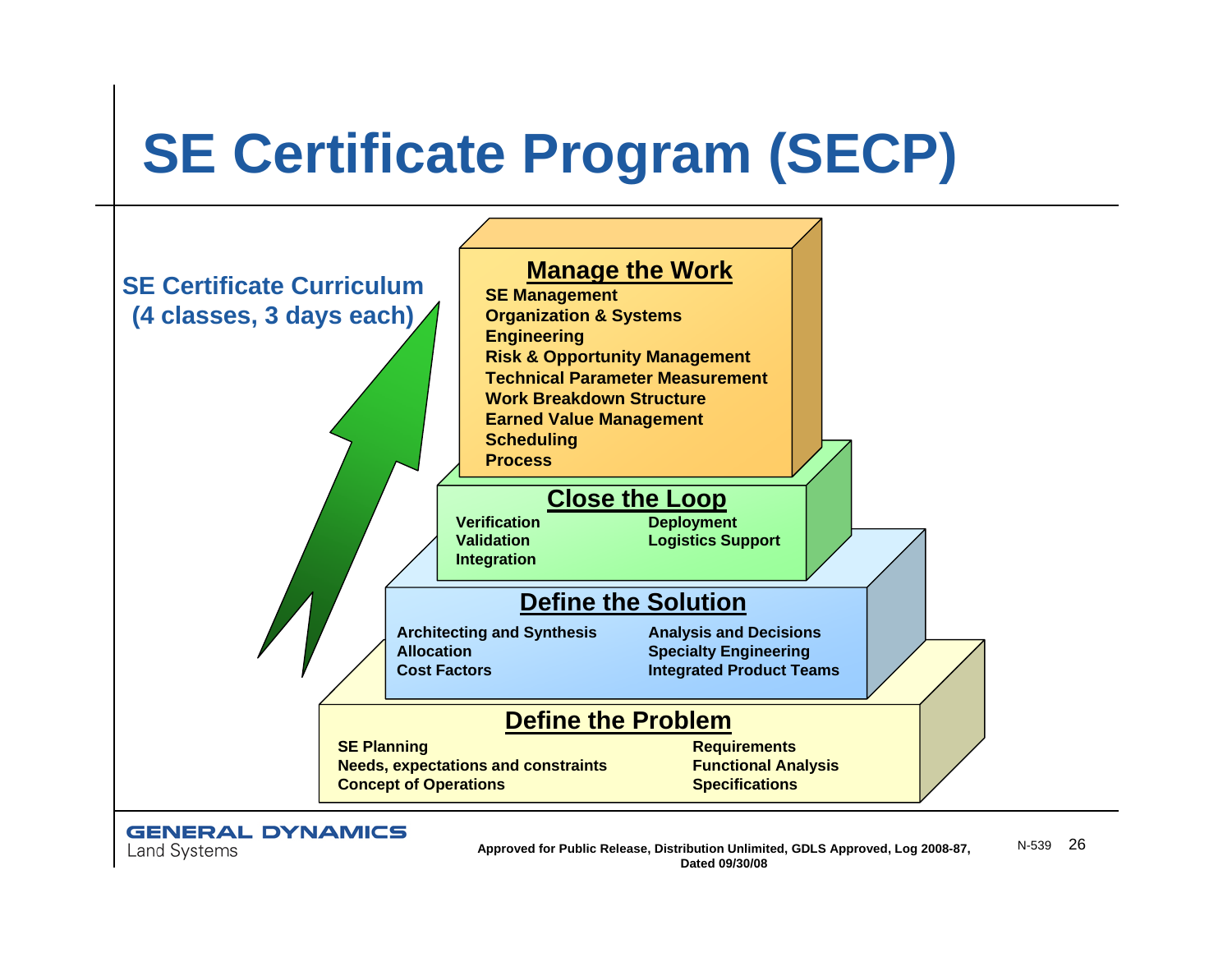# SE Certificate Program (SECP)

**SE Certificate Curriculum (4 classes, 3 days each)**

## Manage the Work

- SE Management
- Organization & Systems Engineering
- Risk & Opportunity Management
- Technical Parameter Measurement
- Work Breakdown Structure
- Earned Value Management
- Scheduling
- Process

## Close the Loop

- Verification
- Validation
- Integration
- Deployment
- Logistics Support

## Define the Solution

- Architecting and Synthesis
- Allocation
- Cost Factors
- Analysis and Decisions
- Specialty Engineering
- Integrated Product Teams

## Define the Problem

- SE Planning
- Needs, expectations and constraints
- Concept of Operations
- Requirements
- Functional Analysis
- Specifications

GENERAL DYNAMICS
Land Systems

Approved for Public Release, Distribution Unlimited, GDLS Approved, Log 2008-87, Dated 09/30/08

N-539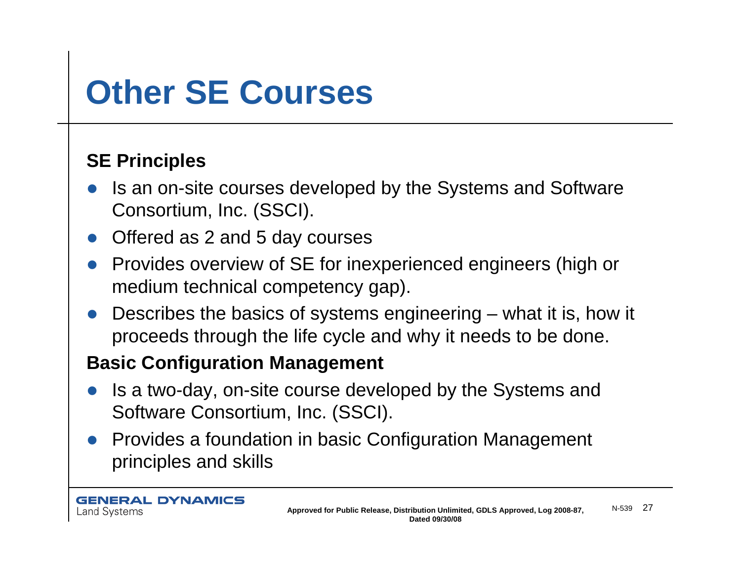# Other SE Courses

**SE Principles**

- Is an on-site courses developed by the Systems and Software Consortium, Inc. (SSCI).
- Offered as 2 and 5 day courses
- Provides overview of SE for inexperienced engineers (high or medium technical competency gap).
- Describes the basics of systems engineering – what it is, how it proceeds through the life cycle and why it needs to be done.

**Basic Configuration Management**

- Is a two-day, on-site course developed by the Systems and Software Consortium, Inc. (SSCI).
- Provides a foundation in basic Configuration Management principles and skills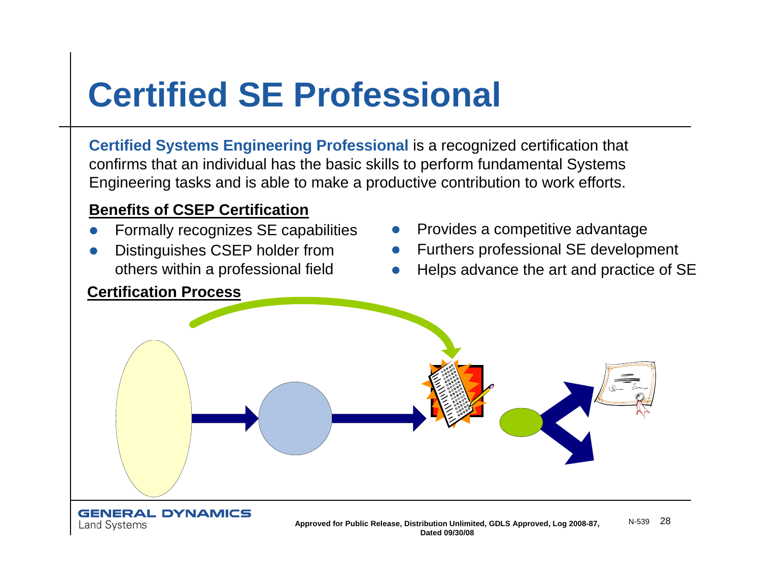# Certified SE Professional

**Certified Systems Engineering Professional** is a recognized certification that confirms that an individual has the basic skills to perform fundamental Systems Engineering tasks and is able to make a productive contribution to work efforts.

**Benefits of CSEP Certification**

- Formally recognizes SE capabilities
- Distinguishes CSEP holder from others within a professional field
- Provides a competitive advantage
- Furthers professional SE development
- Helps advance the art and practice of SE

**Certification Process**

Approved for Public Release, Distribution Unlimited, GDLS Approved, Log 2008-87, Dated 09/30/08